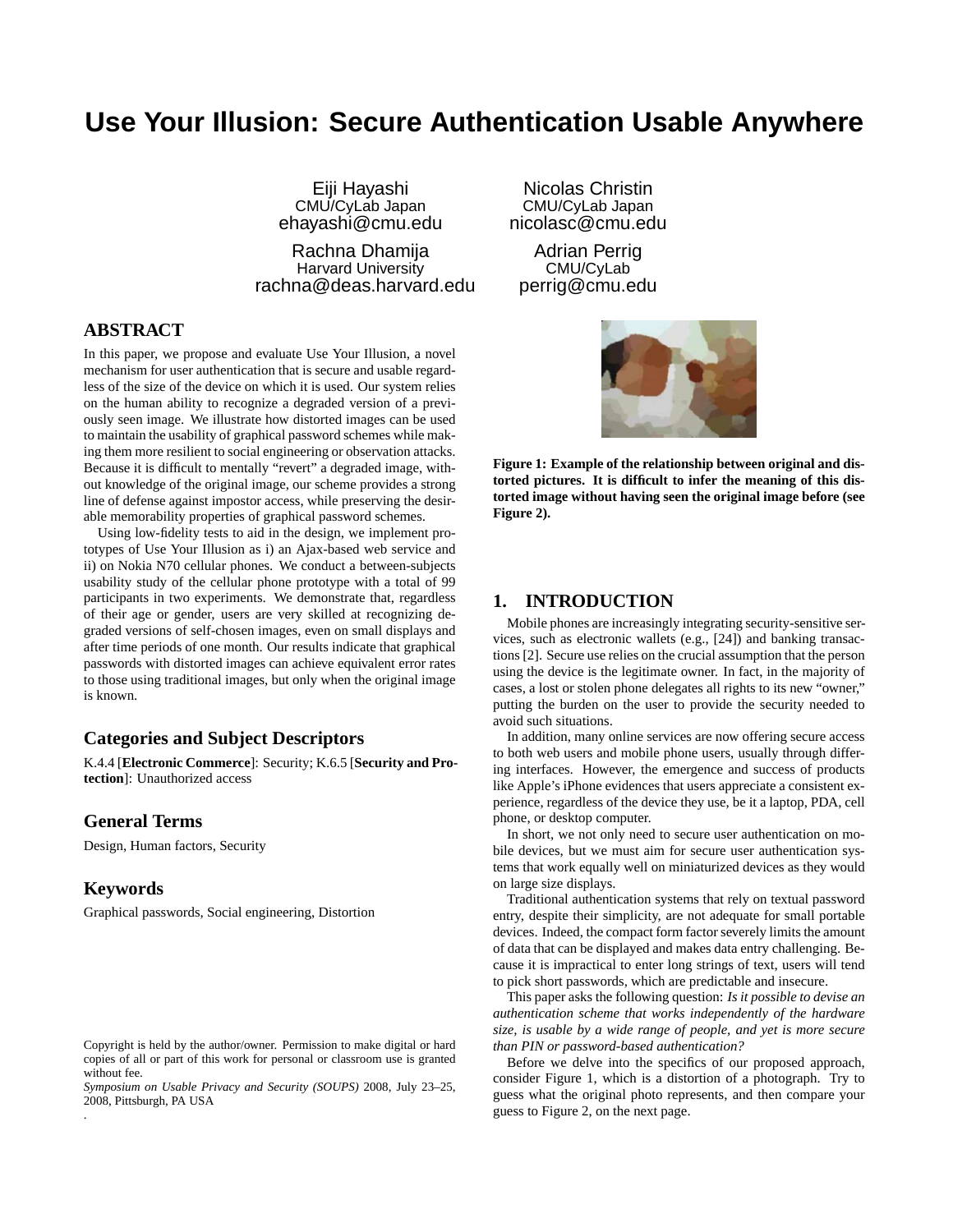# Use Your Illusion: Secure Authentication Usable Anywhere

Eiji Hayashi
CMU/CyLab Japan
ehayashi@cmu.edu

Nicolas Christin
CMU/CyLab Japan
nicolasc@cmu.edu

Rachna Dhamija
Harvard University
rachna@deas.harvard.edu

Adrian Perrig
CMU/CyLab
perrig@cmu.edu

## ABSTRACT

In this paper, we propose and evaluate Use Your Illusion, a novel mechanism for user authentication that is secure and usable regardless of the size of the device on which it is used. Our system relies on the human ability to recognize a degraded version of a previously seen image. We illustrate how distorted images can be used to maintain the usability of graphical password schemes while making them more resilient to social engineering or observation attacks. Because it is difficult to mentally "revert" a degraded image, without knowledge of the original image, our scheme provides a strong line of defense against impostor access, while preserving the desirable memorability properties of graphical password schemes.

Using low-fidelity tests to aid in the design, we implement prototypes of Use Your Illusion as i) an Ajax-based web service and ii) on Nokia N70 cellular phones. We conduct a between-subjects usability study of the cellular phone prototype with a total of 99 participants in two experiments. We demonstrate that, regardless of their age or gender, users are very skilled at recognizing degraded versions of self-chosen images, even on small displays and after time periods of one month. Our results indicate that graphical passwords with distorted images can achieve equivalent error rates to those using traditional images, but only when the original image is known.

## Categories and Subject Descriptors

K.4.4 [**Electronic Commerce**]: Security; K.6.5 [**Security and Protection**]: Unauthorized access

## General Terms

Design, Human factors, Security

## Keywords

Graphical passwords, Social engineering, Distortion

Copyright is held by the author/owner. Permission to make digital or hard copies of all or part of this work for personal or classroom use is granted without fee.
*Symposium on Usable Privacy and Security (SOUPS)* 2008, July 23–25, 2008, Pittsburgh, PA USA
.

**Figure 1: Example of the relationship between original and distorted pictures. It is difficult to infer the meaning of this distorted image without having seen the original image before (see Figure 2).**

## 1. INTRODUCTION

Mobile phones are increasingly integrating security-sensitive services, such as electronic wallets (e.g., [24]) and banking transactions [2]. Secure use relies on the crucial assumption that the person using the device is the legitimate owner. In fact, in the majority of cases, a lost or stolen phone delegates all rights to its new "owner," putting the burden on the user to provide the security needed to avoid such situations.

In addition, many online services are now offering secure access to both web users and mobile phone users, usually through differing interfaces. However, the emergence and success of products like Apple's iPhone evidences that users appreciate a consistent experience, regardless of the device they use, be it a laptop, PDA, cell phone, or desktop computer.

In short, we not only need to secure user authentication on mobile devices, but we must aim for secure user authentication systems that work equally well on miniaturized devices as they would on large size displays.

Traditional authentication systems that rely on textual password entry, despite their simplicity, are not adequate for small portable devices. Indeed, the compact form factor severely limits the amount of data that can be displayed and makes data entry challenging. Because it is impractical to enter long strings of text, users will tend to pick short passwords, which are predictable and insecure.

This paper asks the following question: *Is it possible to devise an authentication scheme that works independently of the hardware size, is usable by a wide range of people, and yet is more secure than PIN or password-based authentication?*

Before we delve into the specifics of our proposed approach, consider Figure 1, which is a distortion of a photograph. Try to guess what the original photo represents, and then compare your guess to Figure 2, on the next page.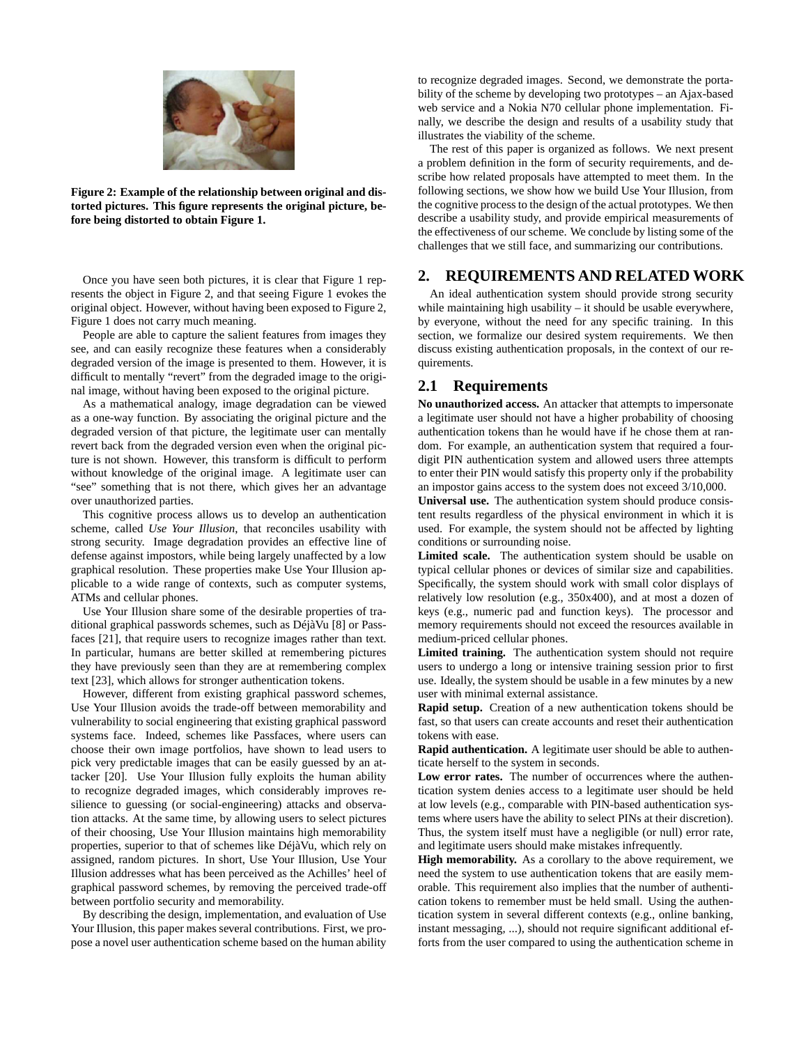**Figure 2: Example of the relationship between original and distorted pictures. This figure represents the original picture, before being distorted to obtain Figure 1.**

Once you have seen both pictures, it is clear that Figure 1 represents the object in Figure 2, and that seeing Figure 1 evokes the original object. However, without having been exposed to Figure 2, Figure 1 does not carry much meaning.

People are able to capture the salient features from images they see, and can easily recognize these features when a considerably degraded version of the image is presented to them. However, it is difficult to mentally "revert" from the degraded image to the original image, without having been exposed to the original picture.

As a mathematical analogy, image degradation can be viewed as a one-way function. By associating the original picture and the degraded version of that picture, the legitimate user can mentally revert back from the degraded version even when the original picture is not shown. However, this transform is difficult to perform without knowledge of the original image. A legitimate user can "see" something that is not there, which gives her an advantage over unauthorized parties.

This cognitive process allows us to develop an authentication scheme, called *Use Your Illusion*, that reconciles usability with strong security. Image degradation provides an effective line of defense against impostors, while being largely unaffected by a low graphical resolution. These properties make Use Your Illusion applicable to a wide range of contexts, such as computer systems, ATMs and cellular phones.

Use Your Illusion share some of the desirable properties of traditional graphical passwords schemes, such as DéjàVu [8] or Passfaces [21], that require users to recognize images rather than text. In particular, humans are better skilled at remembering pictures they have previously seen than they are at remembering complex text [23], which allows for stronger authentication tokens.

However, different from existing graphical password schemes, Use Your Illusion avoids the trade-off between memorability and vulnerability to social engineering that existing graphical password systems face. Indeed, schemes like Passfaces, where users can choose their own image portfolios, have shown to lead users to pick very predictable images that can be easily guessed by an attacker [20]. Use Your Illusion fully exploits the human ability to recognize degraded images, which considerably improves resilience to guessing (or social-engineering) attacks and observation attacks. At the same time, by allowing users to select pictures of their choosing, Use Your Illusion maintains high memorability properties, superior to that of schemes like DéjàVu, which rely on assigned, random pictures. In short, Use Your Illusion, Use Your Illusion addresses what has been perceived as the Achilles' heel of graphical password schemes, by removing the perceived trade-off between portfolio security and memorability.

By describing the design, implementation, and evaluation of Use Your Illusion, this paper makes several contributions. First, we propose a novel user authentication scheme based on the human ability to recognize degraded images. Second, we demonstrate the portability of the scheme by developing two prototypes – an Ajax-based web service and a Nokia N70 cellular phone implementation. Finally, we describe the design and results of a usability study that illustrates the viability of the scheme.

The rest of this paper is organized as follows. We next present a problem definition in the form of security requirements, and describe how related proposals have attempted to meet them. In the following sections, we show how we build Use Your Illusion, from the cognitive process to the design of the actual prototypes. We then describe a usability study, and provide empirical measurements of the effectiveness of our scheme. We conclude by listing some of the challenges that we still face, and summarizing our contributions.

## 2. REQUIREMENTS AND RELATED WORK

An ideal authentication system should provide strong security while maintaining high usability – it should be usable everywhere, by everyone, without the need for any specific training. In this section, we formalize our desired system requirements. We then discuss existing authentication proposals, in the context of our requirements.

### 2.1 Requirements

**No unauthorized access.** An attacker that attempts to impersonate a legitimate user should not have a higher probability of choosing authentication tokens than he would have if he chose them at random. For example, an authentication system that required a four-digit PIN authentication system and allowed users three attempts to enter their PIN would satisfy this property only if the probability an impostor gains access to the system does not exceed 3/10,000.

**Universal use.** The authentication system should produce consistent results regardless of the physical environment in which it is used. For example, the system should not be affected by lighting conditions or surrounding noise.

**Limited scale.** The authentication system should be usable on typical cellular phones or devices of similar size and capabilities. Specifically, the system should work with small color displays of relatively low resolution (e.g., 350x400), and at most a dozen of keys (e.g., numeric pad and function keys). The processor and memory requirements should not exceed the resources available in medium-priced cellular phones.

**Limited training.** The authentication system should not require users to undergo a long or intensive training session prior to first use. Ideally, the system should be usable in a few minutes by a new user with minimal external assistance.

**Rapid setup.** Creation of a new authentication tokens should be fast, so that users can create accounts and reset their authentication tokens with ease.

**Rapid authentication.** A legitimate user should be able to authenticate herself to the system in seconds.

**Low error rates.** The number of occurrences where the authentication system denies access to a legitimate user should be held at low levels (e.g., comparable with PIN-based authentication systems where users have the ability to select PINs at their discretion). Thus, the system itself must have a negligible (or null) error rate, and legitimate users should make mistakes infrequently.

**High memorability.** As a corollary to the above requirement, we need the system to use authentication tokens that are easily memorable. This requirement also implies that the number of authentication tokens to remember must be held small. Using the authentication system in several different contexts (e.g., online banking, instant messaging, ...), should not require significant additional efforts from the user compared to using the authentication scheme in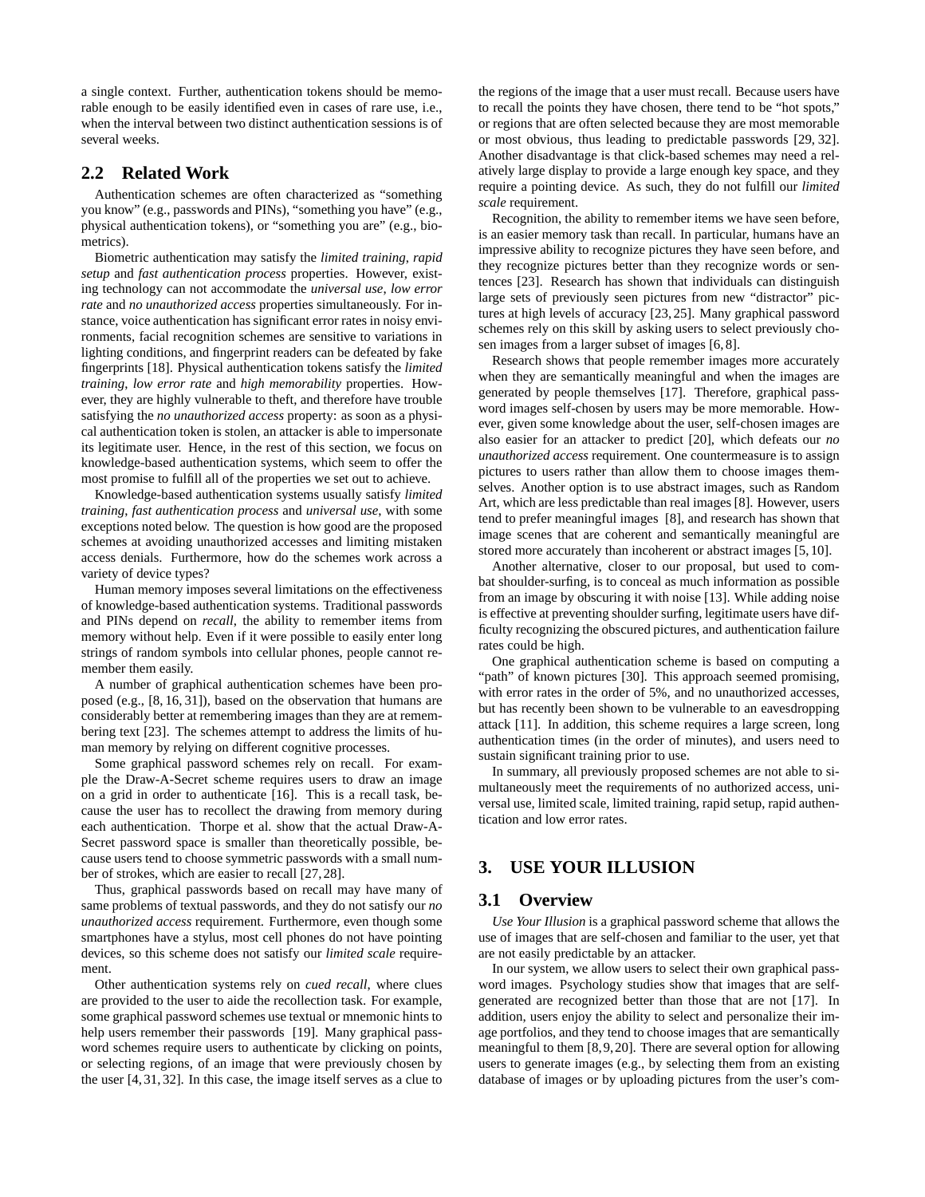a single context. Further, authentication tokens should be memorable enough to be easily identified even in cases of rare use, i.e., when the interval between two distinct authentication sessions is of several weeks.

## 2.2 Related Work

Authentication schemes are often characterized as "something you know" (e.g., passwords and PINs), "something you have" (e.g., physical authentication tokens), or "something you are" (e.g., biometrics).

Biometric authentication may satisfy the *limited training*, *rapid setup* and *fast authentication process* properties. However, existing technology can not accommodate the *universal use*, *low error rate* and *no unauthorized access* properties simultaneously. For instance, voice authentication has significant error rates in noisy environments, facial recognition schemes are sensitive to variations in lighting conditions, and fingerprint readers can be defeated by fake fingerprints [18]. Physical authentication tokens satisfy the *limited training*, *low error rate* and *high memorability* properties. However, they are highly vulnerable to theft, and therefore have trouble satisfying the *no unauthorized access* property: as soon as a physical authentication token is stolen, an attacker is able to impersonate its legitimate user. Hence, in the rest of this section, we focus on knowledge-based authentication systems, which seem to offer the most promise to fulfill all of the properties we set out to achieve.

Knowledge-based authentication systems usually satisfy *limited training*, *fast authentication process* and *universal use*, with some exceptions noted below. The question is how good are the proposed schemes at avoiding unauthorized accesses and limiting mistaken access denials. Furthermore, how do the schemes work across a variety of device types?

Human memory imposes several limitations on the effectiveness of knowledge-based authentication systems. Traditional passwords and PINs depend on *recall*, the ability to remember items from memory without help. Even if it were possible to easily enter long strings of random symbols into cellular phones, people cannot remember them easily.

A number of graphical authentication schemes have been proposed (e.g., [8, 16, 31]), based on the observation that humans are considerably better at remembering images than they are at remembering text [23]. The schemes attempt to address the limits of human memory by relying on different cognitive processes.

Some graphical password schemes rely on recall. For example the Draw-A-Secret scheme requires users to draw an image on a grid in order to authenticate [16]. This is a recall task, because the user has to recollect the drawing from memory during each authentication. Thorpe et al. show that the actual Draw-A-Secret password space is smaller than theoretically possible, because users tend to choose symmetric passwords with a small number of strokes, which are easier to recall [27, 28].

Thus, graphical passwords based on recall may have many of same problems of textual passwords, and they do not satisfy our *no unauthorized access* requirement. Furthermore, even though some smartphones have a stylus, most cell phones do not have pointing devices, so this scheme does not satisfy our *limited scale* requirement.

Other authentication systems rely on *cued recall*, where clues are provided to the user to aide the recollection task. For example, some graphical password schemes use textual or mnemonic hints to help users remember their passwords [19]. Many graphical password schemes require users to authenticate by clicking on points, or selecting regions, of an image that were previously chosen by the user [4, 31, 32]. In this case, the image itself serves as a clue to the regions of the image that a user must recall. Because users have to recall the points they have chosen, there tend to be "hot spots," or regions that are often selected because they are most memorable or most obvious, thus leading to predictable passwords [29, 32]. Another disadvantage is that click-based schemes may need a relatively large display to provide a large enough key space, and they require a pointing device. As such, they do not fulfill our *limited scale* requirement.

Recognition, the ability to remember items we have seen before, is an easier memory task than recall. In particular, humans have an impressive ability to recognize pictures they have seen before, and they recognize pictures better than they recognize words or sentences [23]. Research has shown that individuals can distinguish large sets of previously seen pictures from new "distractor" pictures at high levels of accuracy [23, 25]. Many graphical password schemes rely on this skill by asking users to select previously chosen images from a larger subset of images [6, 8].

Research shows that people remember images more accurately when they are semantically meaningful and when the images are generated by people themselves [17]. Therefore, graphical password images self-chosen by users may be more memorable. However, given some knowledge about the user, self-chosen images are also easier for an attacker to predict [20], which defeats our *no unauthorized access* requirement. One countermeasure is to assign pictures to users rather than allow them to choose images themselves. Another option is to use abstract images, such as Random Art, which are less predictable than real images [8]. However, users tend to prefer meaningful images [8], and research has shown that image scenes that are coherent and semantically meaningful are stored more accurately than incoherent or abstract images [5, 10].

Another alternative, closer to our proposal, but used to combat shoulder-surfing, is to conceal as much information as possible from an image by obscuring it with noise [13]. While adding noise is effective at preventing shoulder surfing, legitimate users have difficulty recognizing the obscured pictures, and authentication failure rates could be high.

One graphical authentication scheme is based on computing a "path" of known pictures [30]. This approach seemed promising, with error rates in the order of 5%, and no unauthorized accesses, but has recently been shown to be vulnerable to an eavesdropping attack [11]. In addition, this scheme requires a large screen, long authentication times (in the order of minutes), and users need to sustain significant training prior to use.

In summary, all previously proposed schemes are not able to simultaneously meet the requirements of no authorized access, universal use, limited scale, limited training, rapid setup, rapid authentication and low error rates.

# 3. USE YOUR ILLUSION

## 3.1 Overview

*Use Your Illusion* is a graphical password scheme that allows the use of images that are self-chosen and familiar to the user, yet that are not easily predictable by an attacker.

In our system, we allow users to select their own graphical password images. Psychology studies show that images that are self-generated are recognized better than those that are not [17]. In addition, users enjoy the ability to select and personalize their image portfolios, and they tend to choose images that are semantically meaningful to them [8, 9, 20]. There are several option for allowing users to generate images (e.g., by selecting them from an existing database of images or by uploading pictures from the user's com-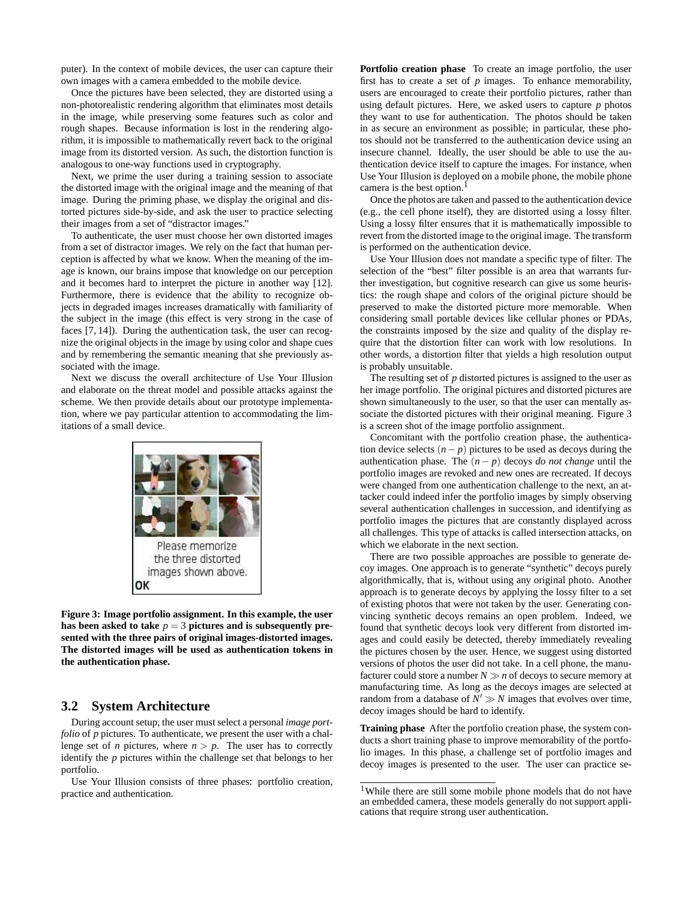puter). In the context of mobile devices, the user can capture their own images with a camera embedded to the mobile device.

Once the pictures have been selected, they are distorted using a non-photorealistic rendering algorithm that eliminates most details in the image, while preserving some features such as color and rough shapes. Because information is lost in the rendering algorithm, it is impossible to mathematically revert back to the original image from its distorted version. As such, the distortion function is analogous to one-way functions used in cryptography.

Next, we prime the user during a training session to associate the distorted image with the original image and the meaning of that image. During the priming phase, we display the original and distorted pictures side-by-side, and ask the user to practice selecting their images from a set of "distractor images."

To authenticate, the user must choose her own distorted images from a set of distractor images. We rely on the fact that human perception is affected by what we know. When the meaning of the image is known, our brains impose that knowledge on our perception and it becomes hard to interpret the picture in another way [12]. Furthermore, there is evidence that the ability to recognize objects in degraded images increases dramatically with familiarity of the subject in the image (this effect is very strong in the case of faces [7, 14]). During the authentication task, the user can recognize the original objects in the image by using color and shape cues and by remembering the semantic meaning that she previously associated with the image.

Next we discuss the overall architecture of Use Your Illusion and elaborate on the threat model and possible attacks against the scheme. We then provide details about our prototype implementation, where we pay particular attention to accommodating the limitations of a small device.

Please memorize the three distorted images shown above.

OK

**Figure 3: Image portfolio assignment. In this example, the user has been asked to take $p = 3$ pictures and is subsequently presented with the three pairs of original images-distorted images. The distorted images will be used as authentication tokens in the authentication phase.**

## 3.2 System Architecture

During account setup, the user must select a personal *image portfolio* of $p$ pictures. To authenticate, we present the user with a challenge set of $n$ pictures, where $n > p$. The user has to correctly identify the $p$ pictures within the challenge set that belongs to her portfolio.

Use Your Illusion consists of three phases: portfolio creation, practice and authentication.

**Portfolio creation phase** To create an image portfolio, the user first has to create a set of $p$ images. To enhance memorability, users are encouraged to create their portfolio pictures, rather than using default pictures. Here, we asked users to capture $p$ photos they want to use for authentication. The photos should be taken in as secure an environment as possible; in particular, these photos should not be transferred to the authentication device using an insecure channel. Ideally, the user should be able to use the authentication device itself to capture the images. For instance, when Use Your Illusion is deployed on a mobile phone, the mobile phone camera is the best option.[1]

Once the photos are taken and passed to the authentication device (e.g., the cell phone itself), they are distorted using a lossy filter. Using a lossy filter ensures that it is mathematically impossible to revert from the distorted image to the original image. The transform is performed on the authentication device.

Use Your Illusion does not mandate a specific type of filter. The selection of the "best" filter possible is an area that warrants further investigation, but cognitive research can give us some heuristics: the rough shape and colors of the original picture should be preserved to make the distorted picture more memorable. When considering small portable devices like cellular phones or PDAs, the constraints imposed by the size and quality of the display require that the distortion filter can work with low resolutions. In other words, a distortion filter that yields a high resolution output is probably unsuitable.

The resulting set of $p$ distorted pictures is assigned to the user as her image portfolio. The original pictures and distorted pictures are shown simultaneously to the user, so that the user can mentally associate the distorted pictures with their original meaning. Figure 3 is a screen shot of the image portfolio assignment.

Concomitant with the portfolio creation phase, the authentication device selects $(n-p)$ pictures to be used as decoys during the authentication phase. The $(n-p)$ decoys *do not change* until the portfolio images are revoked and new ones are recreated. If decoys were changed from one authentication challenge to the next, an attacker could indeed infer the portfolio images by simply observing several authentication challenges in succession, and identifying as portfolio images the pictures that are constantly displayed across all challenges. This type of attacks is called intersection attacks, on which we elaborate in the next section.

There are two possible approaches are possible to generate decoy images. One approach is to generate "synthetic" decoys purely algorithmically, that is, without using any original photo. Another approach is to generate decoys by applying the lossy filter to a set of existing photos that were not taken by the user. Generating convincing synthetic decoys remains an open problem. Indeed, we found that synthetic decoys look very different from distorted images and could easily be detected, thereby immediately revealing the pictures chosen by the user. Hence, we suggest using distorted versions of photos the user did not take. In a cell phone, the manufacturer could store a number $N \gg n$ of decoys to secure memory at manufacturing time. As long as the decoys images are selected at random from a database of $N' \gg N$ images that evolves over time, decoy images should be hard to identify.

**Training phase** After the portfolio creation phase, the system conducts a short training phase to improve memorability of the portfolio images. In this phase, a challenge set of portfolio images and decoy images is presented to the user. The user can practice se-

[1] While there are still some mobile phone models that do not have an embedded camera, these models generally do not support applications that require strong user authentication.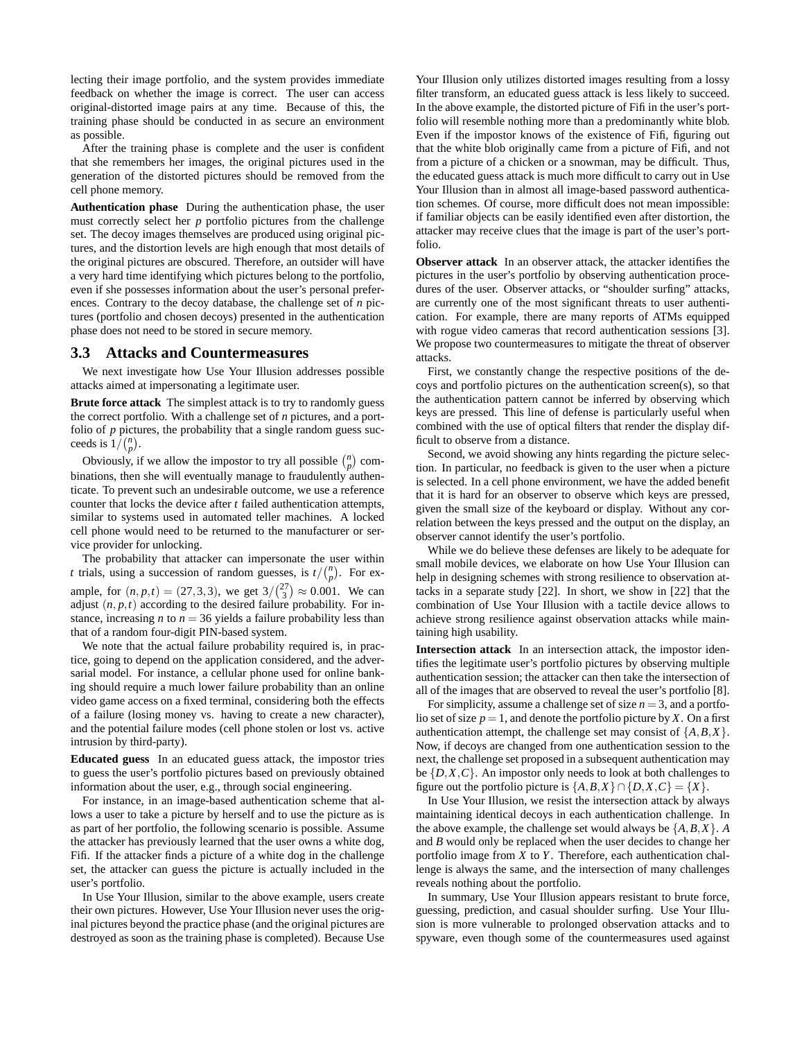lecting their image portfolio, and the system provides immediate feedback on whether the image is correct. The user can access original-distorted image pairs at any time. Because of this, the training phase should be conducted in as secure an environment as possible.

After the training phase is complete and the user is confident that she remembers her images, the original pictures used in the generation of the distorted pictures should be removed from the cell phone memory.

**Authentication phase** During the authentication phase, the user must correctly select her $p$ portfolio pictures from the challenge set. The decoy images themselves are produced using original pictures, and the distortion levels are high enough that most details of the original pictures are obscured. Therefore, an outsider will have a very hard time identifying which pictures belong to the portfolio, even if she possesses information about the user's personal preferences. Contrary to the decoy database, the challenge set of $n$ pictures (portfolio and chosen decoys) presented in the authentication phase does not need to be stored in secure memory.

## 3.3 Attacks and Countermeasures

We next investigate how Use Your Illusion addresses possible attacks aimed at impersonating a legitimate user.

**Brute force attack** The simplest attack is to try to randomly guess the correct portfolio. With a challenge set of $n$ pictures, and a portfolio of $p$ pictures, the probability that a single random guess succeeds is $1/\binom{n}{p}$.

Obviously, if we allow the impostor to try all possible $\binom{n}{p}$ combinations, then she will eventually manage to fraudulently authenticate. To prevent such an undesirable outcome, we use a reference counter that locks the device after $t$ failed authentication attempts, similar to systems used in automated teller machines. A locked cell phone would need to be returned to the manufacturer or service provider for unlocking.

The probability that attacker can impersonate the user within $t$ trials, using a succession of random guesses, is $t/\binom{n}{p}$. For example, for $(n, p, t) = (27, 3, 3)$, we get $3/\binom{27}{3} \approx 0.001$. We can adjust $(n, p, t)$ according to the desired failure probability. For instance, increasing $n$ to $n = 36$ yields a failure probability less than that of a random four-digit PIN-based system.

We note that the actual failure probability required is, in practice, going to depend on the application considered, and the adversarial model. For instance, a cellular phone used for online banking should require a much lower failure probability than an online video game access on a fixed terminal, considering both the effects of a failure (losing money vs. having to create a new character), and the potential failure modes (cell phone stolen or lost vs. active intrusion by third-party).

**Educated guess** In an educated guess attack, the impostor tries to guess the user's portfolio pictures based on previously obtained information about the user, e.g., through social engineering.

For instance, in an image-based authentication scheme that allows a user to take a picture by herself and to use the picture as is as part of her portfolio, the following scenario is possible. Assume the attacker has previously learned that the user owns a white dog, Fifi. If the attacker finds a picture of a white dog in the challenge set, the attacker can guess the picture is actually included in the user's portfolio.

In Use Your Illusion, similar to the above example, users create their own pictures. However, Use Your Illusion never uses the original pictures beyond the practice phase (and the original pictures are destroyed as soon as the training phase is completed). Because Use Your Illusion only utilizes distorted images resulting from a lossy filter transform, an educated guess attack is less likely to succeed. In the above example, the distorted picture of Fifi in the user's portfolio will resemble nothing more than a predominantly white blob. Even if the impostor knows of the existence of Fifi, figuring out that the white blob originally came from a picture of Fifi, and not from a picture of a chicken or a snowman, may be difficult. Thus, the educated guess attack is much more difficult to carry out in Use Your Illusion than in almost all image-based password authentication schemes. Of course, more difficult does not mean impossible: if familiar objects can be easily identified even after distortion, the attacker may receive clues that the image is part of the user's portfolio.

**Observer attack** In an observer attack, the attacker identifies the pictures in the user's portfolio by observing authentication procedures of the user. Observer attacks, or "shoulder surfing" attacks, are currently one of the most significant threats to user authentication. For example, there are many reports of ATMs equipped with rogue video cameras that record authentication sessions [3]. We propose two countermeasures to mitigate the threat of observer attacks.

First, we constantly change the respective positions of the decoys and portfolio pictures on the authentication screen(s), so that the authentication pattern cannot be inferred by observing which keys are pressed. This line of defense is particularly useful when combined with the use of optical filters that render the display difficult to observe from a distance.

Second, we avoid showing any hints regarding the picture selection. In particular, no feedback is given to the user when a picture is selected. In a cell phone environment, we have the added benefit that it is hard for an observer to observe which keys are pressed, given the small size of the keyboard or display. Without any correlation between the keys pressed and the output on the display, an observer cannot identify the user's portfolio.

While we do believe these defenses are likely to be adequate for small mobile devices, we elaborate on how Use Your Illusion can help in designing schemes with strong resilience to observation attacks in a separate study [22]. In short, we show in [22] that the combination of Use Your Illusion with a tactile device allows to achieve strong resilience against observation attacks while maintaining high usability.

**Intersection attack** In an intersection attack, the impostor identifies the legitimate user's portfolio pictures by observing multiple authentication sessions; the attacker can then take the intersection of all of the images that are observed to reveal the user's portfolio [8].

For simplicity, assume a challenge set of size $n = 3$, and a portfolio set of size $p = 1$, and denote the portfolio picture by $X$. On a first authentication attempt, the challenge set may consist of $\{A, B, X\}$. Now, if decoys are changed from one authentication session to the next, the challenge set proposed in a subsequent authentication may be $\{D, X, C\}$. An impostor only needs to look at both challenges to figure out the portfolio picture is $\{A, B, X\} \cap \{D, X, C\} = \{X\}$.

In Use Your Illusion, we resist the intersection attack by always maintaining identical decoys in each authentication challenge. In the above example, the challenge set would always be $\{A, B, X\}$. $A$ and $B$ would only be replaced when the user decides to change her portfolio image from $X$ to $Y$. Therefore, each authentication challenge is always the same, and the intersection of many challenges reveals nothing about the portfolio.

In summary, Use Your Illusion appears resistant to brute force, guessing, prediction, and casual shoulder surfing. Use Your Illusion is more vulnerable to prolonged observation attacks and to spyware, even though some of the countermeasures used against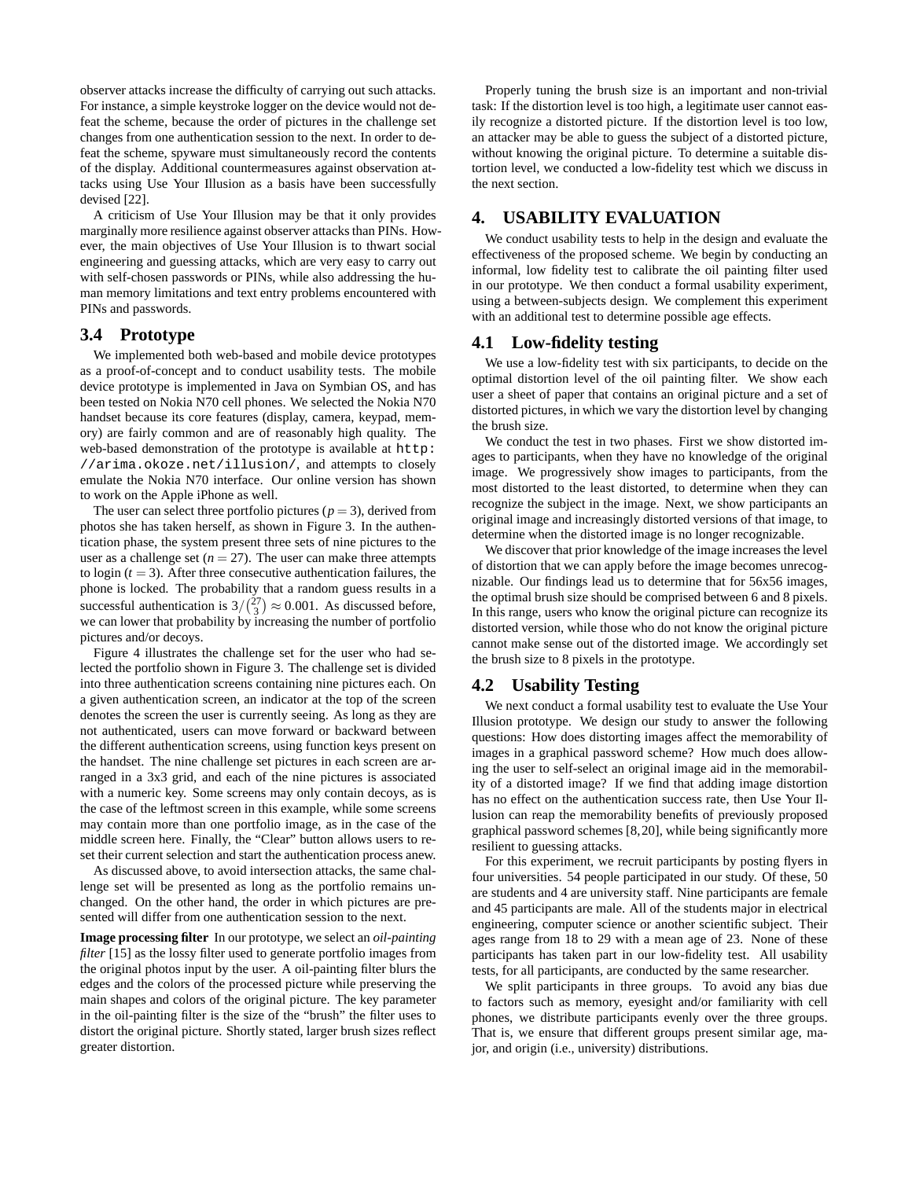observer attacks increase the difficulty of carrying out such attacks. For instance, a simple keystroke logger on the device would not defeat the scheme, because the order of pictures in the challenge set changes from one authentication session to the next. In order to defeat the scheme, spyware must simultaneously record the contents of the display. Additional countermeasures against observation attacks using Use Your Illusion as a basis have been successfully devised [22].

A criticism of Use Your Illusion may be that it only provides marginally more resilience against observer attacks than PINs. However, the main objectives of Use Your Illusion is to thwart social engineering and guessing attacks, which are very easy to carry out with self-chosen passwords or PINs, while also addressing the human memory limitations and text entry problems encountered with PINs and passwords.

### 3.4 Prototype

We implemented both web-based and mobile device prototypes as a proof-of-concept and to conduct usability tests. The mobile device prototype is implemented in Java on Symbian OS, and has been tested on Nokia N70 cell phones. We selected the Nokia N70 handset because its core features (display, camera, keypad, memory) are fairly common and are of reasonably high quality. The web-based demonstration of the prototype is available at `http://arima.okoze.net/illusion/`, and attempts to closely emulate the Nokia N70 interface. Our online version has shown to work on the Apple iPhone as well.

The user can select three portfolio pictures ($p = 3$), derived from photos she has taken herself, as shown in Figure 3. In the authentication phase, the system present three sets of nine pictures to the user as a challenge set ($n = 27$). The user can make three attempts to login ($t = 3$). After three consecutive authentication failures, the phone is locked. The probability that a random guess results in a successful authentication is $3/\binom{27}{3} \approx 0.001$. As discussed before, we can lower that probability by increasing the number of portfolio pictures and/or decoys.

Figure 4 illustrates the challenge set for the user who had selected the portfolio shown in Figure 3. The challenge set is divided into three authentication screens containing nine pictures each. On a given authentication screen, an indicator at the top of the screen denotes the screen the user is currently seeing. As long as they are not authenticated, users can move forward or backward between the different authentication screens, using function keys present on the handset. The nine challenge set pictures in each screen are arranged in a 3x3 grid, and each of the nine pictures is associated with a numeric key. Some screens may only contain decoys, as is the case of the leftmost screen in this example, while some screens may contain more than one portfolio image, as in the case of the middle screen here. Finally, the "Clear" button allows users to reset their current selection and start the authentication process anew.

As discussed above, to avoid intersection attacks, the same challenge set will be presented as long as the portfolio remains unchanged. On the other hand, the order in which pictures are presented will differ from one authentication session to the next.

**Image processing filter** In our prototype, we select an *oil-painting filter* [15] as the lossy filter used to generate portfolio images from the original photos input by the user. A oil-painting filter blurs the edges and the colors of the processed picture while preserving the main shapes and colors of the original picture. The key parameter in the oil-painting filter is the size of the "brush" the filter uses to distort the original picture. Shortly stated, larger brush sizes reflect greater distortion.

Properly tuning the brush size is an important and non-trivial task: If the distortion level is too high, a legitimate user cannot easily recognize a distorted picture. If the distortion level is too low, an attacker may be able to guess the subject of a distorted picture, without knowing the original picture. To determine a suitable distortion level, we conducted a low-fidelity test which we discuss in the next section.

## 4. USABILITY EVALUATION

We conduct usability tests to help in the design and evaluate the effectiveness of the proposed scheme. We begin by conducting an informal, low fidelity test to calibrate the oil painting filter used in our prototype. We then conduct a formal usability experiment, using a between-subjects design. We complement this experiment with an additional test to determine possible age effects.

### 4.1 Low-fidelity testing

We use a low-fidelity test with six participants, to decide on the optimal distortion level of the oil painting filter. We show each user a sheet of paper that contains an original picture and a set of distorted pictures, in which we vary the distortion level by changing the brush size.

We conduct the test in two phases. First we show distorted images to participants, when they have no knowledge of the original image. We progressively show images to participants, from the most distorted to the least distorted, to determine when they can recognize the subject in the image. Next, we show participants an original image and increasingly distorted versions of that image, to determine when the distorted image is no longer recognizable.

We discover that prior knowledge of the image increases the level of distortion that we can apply before the image becomes unrecognizable. Our findings lead us to determine that for 56x56 images, the optimal brush size should be comprised between 6 and 8 pixels. In this range, users who know the original picture can recognize its distorted version, while those who do not know the original picture cannot make sense out of the distorted image. We accordingly set the brush size to 8 pixels in the prototype.

### 4.2 Usability Testing

We next conduct a formal usability test to evaluate the Use Your Illusion prototype. We design our study to answer the following questions: How does distorting images affect the memorability of images in a graphical password scheme? How much does allowing the user to self-select an original image aid in the memorability of a distorted image? If we find that adding image distortion has no effect on the authentication success rate, then Use Your Illusion can reap the memorability benefits of previously proposed graphical password schemes [8,20], while being significantly more resilient to guessing attacks.

For this experiment, we recruit participants by posting flyers in four universities. 54 people participated in our study. Of these, 50 are students and 4 are university staff. Nine participants are female and 45 participants are male. All of the students major in electrical engineering, computer science or another scientific subject. Their ages range from 18 to 29 with a mean age of 23. None of these participants has taken part in our low-fidelity test. All usability tests, for all participants, are conducted by the same researcher.

We split participants in three groups. To avoid any bias due to factors such as memory, eyesight and/or familiarity with cell phones, we distribute participants evenly over the three groups. That is, we ensure that different groups present similar age, major, and origin (i.e., university) distributions.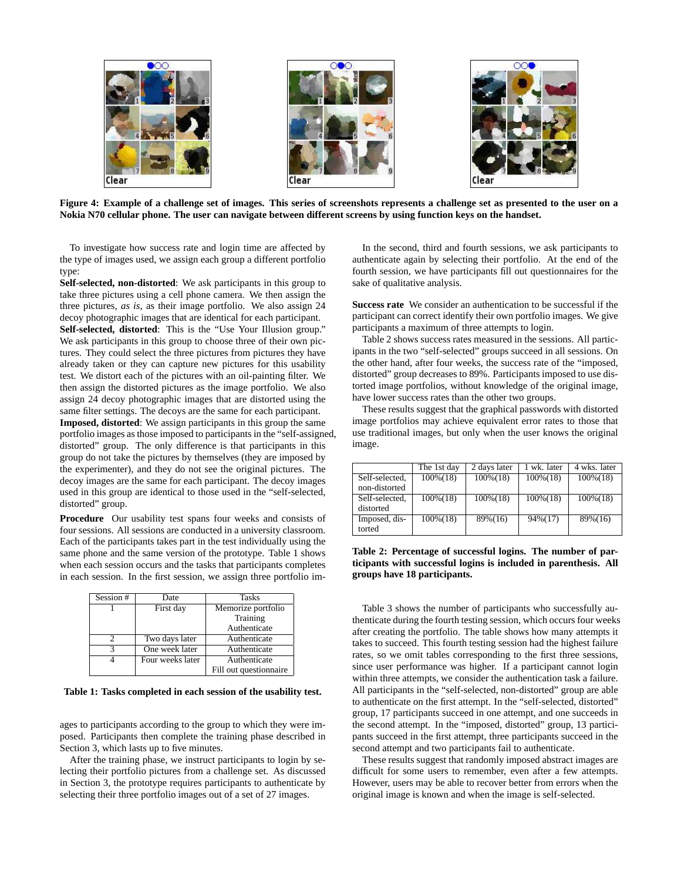Figure 4: Example of a challenge set of images. This series of screenshots represents a challenge set as presented to the user on a Nokia N70 cellular phone. The user can navigate between different screens by using function keys on the handset.

To investigate how success rate and login time are affected by the type of images used, we assign each group a different portfolio type:

**Self-selected, non-distorted**: We ask participants in this group to take three pictures using a cell phone camera. We then assign the three pictures, *as is*, as their image portfolio. We also assign 24 decoy photographic images that are identical for each participant.

**Self-selected, distorted**: This is the "Use Your Illusion group." We ask participants in this group to choose three of their own pictures. They could select the three pictures from pictures they have already taken or they can capture new pictures for this usability test. We distort each of the pictures with an oil-painting filter. We then assign the distorted pictures as the image portfolio. We also assign 24 decoy photographic images that are distorted using the same filter settings. The decoys are the same for each participant.

**Imposed, distorted**: We assign participants in this group the same portfolio images as those imposed to participants in the "self-assigned, distorted" group. The only difference is that participants in this group do not take the pictures by themselves (they are imposed by the experimenter), and they do not see the original pictures. The decoy images are the same for each participant. The decoy images used in this group are identical to those used in the "self-selected, distorted" group.

**Procedure** Our usability test spans four weeks and consists of four sessions. All sessions are conducted in a university classroom. Each of the participants takes part in the test individually using the same phone and the same version of the prototype. Table 1 shows when each session occurs and the tasks that participants completes in each session. In the first session, we assign three portfolio images to participants according to the group to which they were imposed. Participants then complete the training phase described in Section 3, which lasts up to five minutes.

| Session # | Date | Tasks |
|---|---|---|
| 1 | First day | Memorize portfolio<br>Training<br>Authenticate |
| 2 | Two days later | Authenticate |
| 3 | One week later | Authenticate |
| 4 | Four weeks later | Authenticate<br>Fill out questionnaire |

**Table 1: Tasks completed in each session of the usability test.**

After the training phase, we instruct participants to login by selecting their portfolio pictures from a challenge set. As discussed in Section 3, the prototype requires participants to authenticate by selecting their three portfolio images out of a set of 27 images.

In the second, third and fourth sessions, we ask participants to authenticate again by selecting their portfolio. At the end of the fourth session, we have participants fill out questionnaires for the sake of qualitative analysis.

**Success rate** We consider an authentication to be successful if the participant can correct identify their own portfolio images. We give participants a maximum of three attempts to login.

Table 2 shows success rates measured in the sessions. All participants in the two "self-selected" groups succeed in all sessions. On the other hand, after four weeks, the success rate of the "imposed, distorted" group decreases to 89%. Participants imposed to use distorted image portfolios, without knowledge of the original image, have lower success rates than the other two groups.

These results suggest that the graphical passwords with distorted image portfolios may achieve equivalent error rates to those that use traditional images, but only when the user knows the original image.

| | The 1st day | 2 days later | 1 wk. later | 4 wks. later |
|---|---|---|---|---|
| Self-selected, non-distorted | 100%(18) | 100%(18) | 100%(18) | 100%(18) |
| Self-selected, distorted | 100%(18) | 100%(18) | 100%(18) | 100%(18) |
| Imposed, distorted | 100%(18) | 89%(16) | 94%(17) | 89%(16) |

**Table 2: Percentage of successful logins. The number of participants with successful logins is included in parenthesis. All groups have 18 participants.**

Table 3 shows the number of participants who successfully authenticate during the fourth testing session, which occurs four weeks after creating the portfolio. The table shows how many attempts it takes to succeed. This fourth testing session had the highest failure rates, so we omit tables corresponding to the first three sessions, since user performance was higher. If a participant cannot login within three attempts, we consider the authentication task a failure. All participants in the "self-selected, non-distorted" group are able to authenticate on the first attempt. In the "self-selected, distorted" group, 17 participants succeed in one attempt, and one succeeds in the second attempt. In the "imposed, distorted" group, 13 participants succeed in the first attempt, three participants succeed in the second attempt and two participants fail to authenticate.

These results suggest that randomly imposed abstract images are difficult for some users to remember, even after a few attempts. However, users may be able to recover better from errors when the original image is known and when the image is self-selected.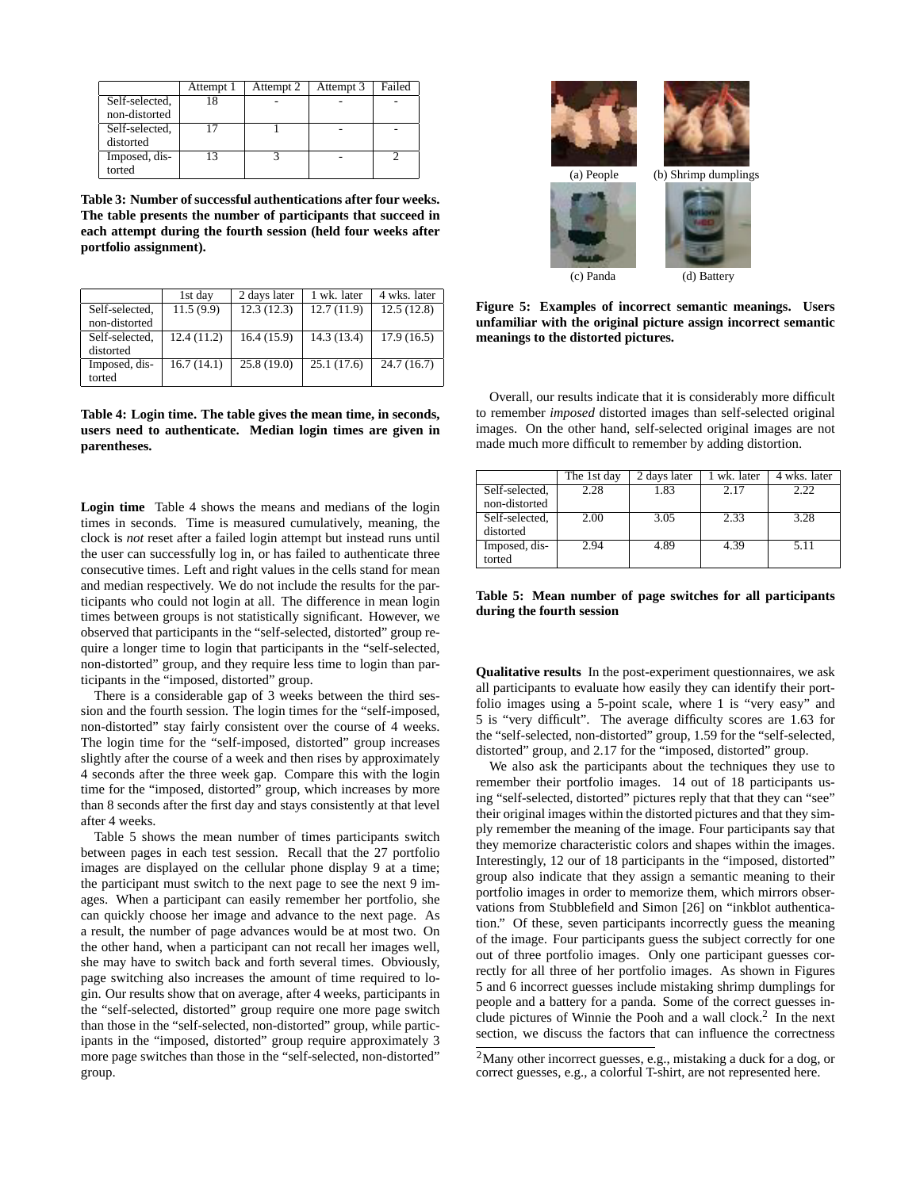| | Attempt 1 | Attempt 2 | Attempt 3 | Failed |
|---|---|---|---|---|
| Self-selected, non-distorted | 18 | - | - | - |
| Self-selected, distorted | 17 | 1 | - | - |
| Imposed, distorted | 13 | 3 | - | 2 |

**Table 3: Number of successful authentications after four weeks. The table presents the number of participants that succeed in each attempt during the fourth session (held four weeks after portfolio assignment).**

| | 1st day | 2 days later | 1 wk. later | 4 wks. later |
|---|---|---|---|---|
| Self-selected, non-distorted | 11.5 (9.9) | 12.3 (12.3) | 12.7 (11.9) | 12.5 (12.8) |
| Self-selected, distorted | 12.4 (11.2) | 16.4 (15.9) | 14.3 (13.4) | 17.9 (16.5) |
| Imposed, distorted | 16.7 (14.1) | 25.8 (19.0) | 25.1 (17.6) | 24.7 (16.7) |

**Table 4: Login time. The table gives the mean time, in seconds, users need to authenticate. Median login times are given in parentheses.**

**Login time** Table 4 shows the means and medians of the login times in seconds. Time is measured cumulatively, meaning, the clock is *not* reset after a failed login attempt but instead runs until the user can successfully log in, or has failed to authenticate three consecutive times. Left and right values in the cells stand for mean and median respectively. We do not include the results for the participants who could not login at all. The difference in mean login times between groups is not statistically significant. However, we observed that participants in the "self-selected, distorted" group require a longer time to login that participants in the "self-selected, non-distorted" group, and they require less time to login than participants in the "imposed, distorted" group.

There is a considerable gap of 3 weeks between the third session and the fourth session. The login times for the "self-imposed, non-distorted" stay fairly consistent over the course of 4 weeks. The login time for the "self-imposed, distorted" group increases slightly after the course of a week and then rises by approximately 4 seconds after the three week gap. Compare this with the login time for the "imposed, distorted" group, which increases by more than 8 seconds after the first day and stays consistently at that level after 4 weeks.

Table 5 shows the mean number of times participants switch between pages in each test session. Recall that the 27 portfolio images are displayed on the cellular phone display 9 at a time; the participant must switch to the next page to see the next 9 images. When a participant can easily remember her portfolio, she can quickly choose her image and advance to the next page. As a result, the number of page advances would be at most two. On the other hand, when a participant can not recall her images well, she may have to switch back and forth several times. Obviously, page switching also increases the amount of time required to login. Our results show that on average, after 4 weeks, participants in the "self-selected, distorted" group require one more page switch than those in the "self-selected, non-distorted" group, while participants in the "imposed, distorted" group require approximately 3 more page switches than those in the "self-selected, non-distorted" group.

(a) People (b) Shrimp dumplings

(c) Panda (d) Battery

**Figure 5: Examples of incorrect semantic meanings. Users unfamiliar with the original picture assign incorrect semantic meanings to the distorted pictures.**

Overall, our results indicate that it is considerably more difficult to remember *imposed* distorted images than self-selected original images. On the other hand, self-selected original images are not made much more difficult to remember by adding distortion.

| | The 1st day | 2 days later | 1 wk. later | 4 wks. later |
|---|---|---|---|---|
| Self-selected, non-distorted | 2.28 | 1.83 | 2.17 | 2.22 |
| Self-selected, distorted | 2.00 | 3.05 | 2.33 | 3.28 |
| Imposed, distorted | 2.94 | 4.89 | 4.39 | 5.11 |

**Table 5: Mean number of page switches for all participants during the fourth session**

**Qualitative results** In the post-experiment questionnaires, we ask all participants to evaluate how easily they can identify their portfolio images using a 5-point scale, where 1 is "very easy" and 5 is "very difficult". The average difficulty scores are 1.63 for the "self-selected, non-distorted" group, 1.59 for the "self-selected, distorted" group, and 2.17 for the "imposed, distorted" group.

We also ask the participants about the techniques they use to remember their portfolio images. 14 out of 18 participants using "self-selected, distorted" pictures reply that that they can "see" their original images within the distorted pictures and that they simply remember the meaning of the image. Four participants say that they memorize characteristic colors and shapes within the images. Interestingly, 12 our of 18 participants in the "imposed, distorted" group also indicate that they assign a semantic meaning to their portfolio images in order to memorize them, which mirrors observations from Stubblefield and Simon [26] on "inkblot authentication." Of these, seven participants incorrectly guess the meaning of the image. Four participants guess the subject correctly for one out of three portfolio images. Only one participant guesses correctly for all three of her portfolio images. As shown in Figures 5 and 6 incorrect guesses include mistaking shrimp dumplings for people and a battery for a panda. Some of the correct guesses include pictures of Winnie the Pooh and a wall clock.[2] In the next section, we discuss the factors that can influence the correctness

[2]Many other incorrect guesses, e.g., mistaking a duck for a dog, or correct guesses, e.g., a colorful T-shirt, are not represented here.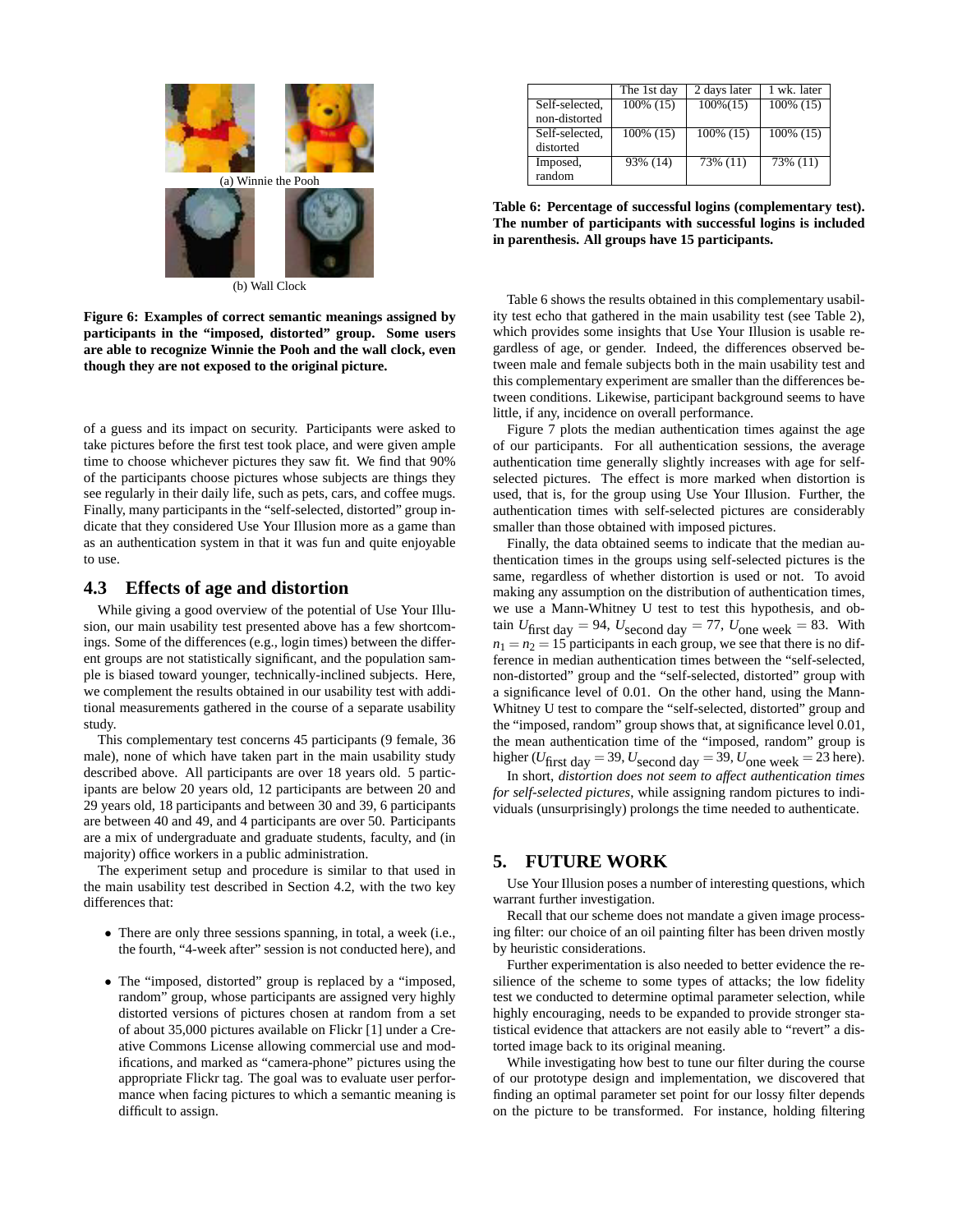(a) Winnie the Pooh

(b) Wall Clock

**Figure 6: Examples of correct semantic meanings assigned by participants in the "imposed, distorted" group. Some users are able to recognize Winnie the Pooh and the wall clock, even though they are not exposed to the original picture.**

of a guess and its impact on security. Participants were asked to take pictures before the first test took place, and were given ample time to choose whichever pictures they saw fit. We find that 90% of the participants choose pictures whose subjects are things they see regularly in their daily life, such as pets, cars, and coffee mugs. Finally, many participants in the "self-selected, distorted" group indicate that they considered Use Your Illusion more as a game than as an authentication system in that it was fun and quite enjoyable to use.

### 4.3 Effects of age and distortion

While giving a good overview of the potential of Use Your Illusion, our main usability test presented above has a few shortcomings. Some of the differences (e.g., login times) between the different groups are not statistically significant, and the population sample is biased toward younger, technically-inclined subjects. Here, we complement the results obtained in our usability test with additional measurements gathered in the course of a separate usability study.

This complementary test concerns 45 participants (9 female, 36 male), none of which have taken part in the main usability study described above. All participants are over 18 years old. 5 participants are below 20 years old, 12 participants are between 20 and 29 years old, 18 participants and between 30 and 39, 6 participants are between 40 and 49, and 4 participants are over 50. Participants are a mix of undergraduate and graduate students, faculty, and (in majority) office workers in a public administration.

The experiment setup and procedure is similar to that used in the main usability test described in Section 4.2, with the two key differences that:

- There are only three sessions spanning, in total, a week (i.e., the fourth, "4-week after" session is not conducted here), and
- The "imposed, distorted" group is replaced by a "imposed, random" group, whose participants are assigned very highly distorted versions of pictures chosen at random from a set of about 35,000 pictures available on Flickr [1] under a Creative Commons License allowing commercial use and modifications, and marked as "camera-phone" pictures using the appropriate Flickr tag. The goal was to evaluate user performance when facing pictures to which a semantic meaning is difficult to assign.

| | The 1st day | 2 days later | 1 wk. later |
|---|---|---|---|
| Self-selected, non-distorted | 100% (15) | 100%(15) | 100% (15) |
| Self-selected, distorted | 100% (15) | 100% (15) | 100% (15) |
| Imposed, random | 93% (14) | 73% (11) | 73% (11) |

**Table 6: Percentage of successful logins (complementary test). The number of participants with successful logins is included in parenthesis. All groups have 15 participants.**

Table 6 shows the results obtained in this complementary usability test echo that gathered in the main usability test (see Table 2), which provides some insights that Use Your Illusion is usable regardless of age, or gender. Indeed, the differences observed between male and female subjects both in the main usability test and this complementary experiment are smaller than the differences between conditions. Likewise, participant background seems to have little, if any, incidence on overall performance.

Figure 7 plots the median authentication times against the age of our participants. For all authentication sessions, the average authentication time generally slightly increases with age for self-selected pictures. The effect is more marked when distortion is used, that is, for the group using Use Your Illusion. Further, the authentication times with self-selected pictures are considerably smaller than those obtained with imposed pictures.

Finally, the data obtained seems to indicate that the median authentication times in the groups using self-selected pictures is the same, regardless of whether distortion is used or not. To avoid making any assumption on the distribution of authentication times, we use a Mann-Whitney U test to test this hypothesis, and obtain $U_{\text{first day}} = 94$, $U_{\text{second day}} = 77$, $U_{\text{one week}} = 83$. With $n_1 = n_2 = 15$ participants in each group, we see that there is no difference in median authentication times between the "self-selected, non-distorted" group and the "self-selected, distorted" group with a significance level of 0.01. On the other hand, using the Mann-Whitney U test to compare the "self-selected, distorted" group and the "imposed, random" group shows that, at significance level 0.01, the mean authentication time of the "imposed, random" group is higher ($U_{\text{first day}} = 39$, $U_{\text{second day}} = 39$, $U_{\text{one week}} = 23$ here).

In short, *distortion does not seem to affect authentication times for self-selected pictures*, while assigning random pictures to individuals (unsurprisingly) prolongs the time needed to authenticate.

## 5. FUTURE WORK

Use Your Illusion poses a number of interesting questions, which warrant further investigation.

Recall that our scheme does not mandate a given image processing filter: our choice of an oil painting filter has been driven mostly by heuristic considerations.

Further experimentation is also needed to better evidence the resilience of the scheme to some types of attacks; the low fidelity test we conducted to determine optimal parameter selection, while highly encouraging, needs to be expanded to provide stronger statistical evidence that attackers are not easily able to "revert" a distorted image back to its original meaning.

While investigating how best to tune our filter during the course of our prototype design and implementation, we discovered that finding an optimal parameter set point for our lossy filter depends on the picture to be transformed. For instance, holding filtering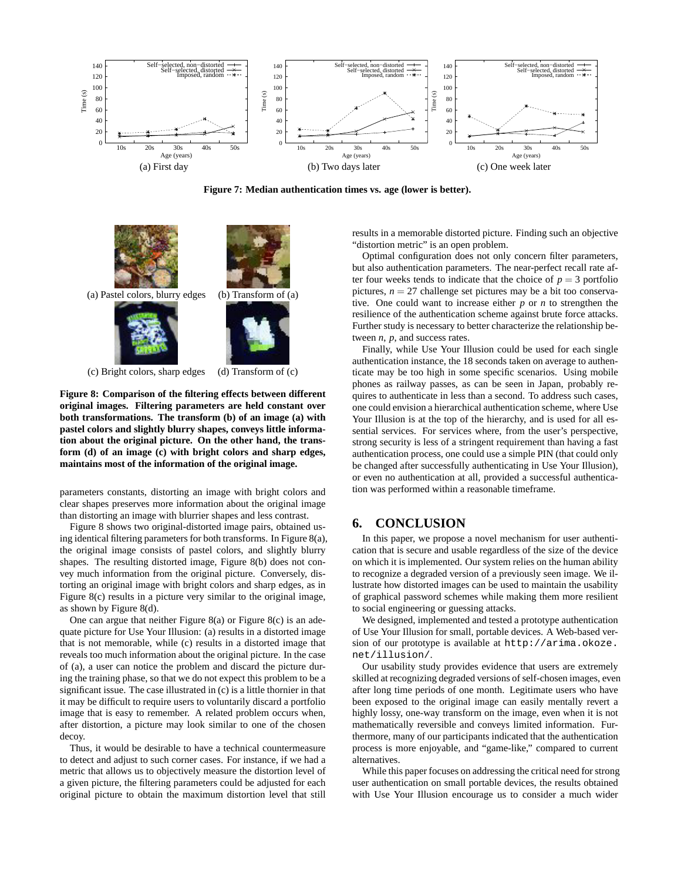Self−selected, non−distorted
Self−selected, distorted
Imposed, random

Time (s)
140
120
100
80
60
40
20
0

10s 20s 30s 40s 50s
Age (years)

(a) First day

(b) Two days later

(c) One week later

**Figure 7: Median authentication times vs. age (lower is better).**

(a) Pastel colors, blurry edges (b) Transform of (a)

(c) Bright colors, sharp edges (d) Transform of (c)

**Figure 8: Comparison of the filtering effects between different original images. Filtering parameters are held constant over both transformations. The transform (b) of an image (a) with pastel colors and slightly blurry shapes, conveys little information about the original picture. On the other hand, the transform (d) of an image (c) with bright colors and sharp edges, maintains most of the information of the original image.**

parameters constants, distorting an image with bright colors and clear shapes preserves more information about the original image than distorting an image with blurrier shapes and less contrast.

Figure 8 shows two original-distorted image pairs, obtained using identical filtering parameters for both transforms. In Figure 8(a), the original image consists of pastel colors, and slightly blurry shapes. The resulting distorted image, Figure 8(b) does not convey much information from the original picture. Conversely, distorting an original image with bright colors and sharp edges, as in Figure 8(c) results in a picture very similar to the original image, as shown by Figure 8(d).

One can argue that neither Figure 8(a) or Figure 8(c) is an adequate picture for Use Your Illusion: (a) results in a distorted image that is not memorable, while (c) results in a distorted image that reveals too much information about the original picture. In the case of (a), a user can notice the problem and discard the picture during the training phase, so that we do not expect this problem to be a significant issue. The case illustrated in (c) is a little thornier in that it may be difficult to require users to voluntarily discard a portfolio image that is easy to remember. A related problem occurs when, after distortion, a picture may look similar to one of the chosen decoy.

Thus, it would be desirable to have a technical countermeasure to detect and adjust to such corner cases. For instance, if we had a metric that allows us to objectively measure the distortion level of a given picture, the filtering parameters could be adjusted for each original picture to obtain the maximum distortion level that still results in a memorable distorted picture. Finding such an objective "distortion metric" is an open problem.

Optimal configuration does not only concern filter parameters, but also authentication parameters. The near-perfect recall rate after four weeks tends to indicate that the choice of $p = 3$ portfolio pictures, $n = 27$ challenge set pictures may be a bit too conservative. One could want to increase either $p$ or $n$ to strengthen the resilience of the authentication scheme against brute force attacks. Further study is necessary to better characterize the relationship between $n$, $p$, and success rates.

Finally, while Use Your Illusion could be used for each single authentication instance, the 18 seconds taken on average to authenticate may be too high in some specific scenarios. Using mobile phones as railway passes, as can be seen in Japan, probably requires to authenticate in less than a second. To address such cases, one could envision a hierarchical authentication scheme, where Use Your Illusion is at the top of the hierarchy, and is used for all essential services. For services where, from the user's perspective, strong security is less of a stringent requirement than having a fast authentication process, one could use a simple PIN (that could only be changed after successfully authenticating in Use Your Illusion), or even no authentication at all, provided a successful authentication was performed within a reasonable timeframe.

## 6. CONCLUSION

In this paper, we propose a novel mechanism for user authentication that is secure and usable regardless of the size of the device on which it is implemented. Our system relies on the human ability to recognize a degraded version of a previously seen image. We illustrate how distorted images can be used to maintain the usability of graphical password schemes while making them more resilient to social engineering or guessing attacks.

We designed, implemented and tested a prototype authentication of Use Your Illusion for small, portable devices. A Web-based version of our prototype is available at `http://arima.okoze.net/illusion/`.

Our usability study provides evidence that users are extremely skilled at recognizing degraded versions of self-chosen images, even after long time periods of one month. Legitimate users who have been exposed to the original image can easily mentally revert a highly lossy, one-way transform on the image, even when it is not mathematically reversible and conveys limited information. Furthermore, many of our participants indicated that the authentication process is more enjoyable, and "game-like," compared to current alternatives.

While this paper focuses on addressing the critical need for strong user authentication on small portable devices, the results obtained with Use Your Illusion encourage us to consider a much wider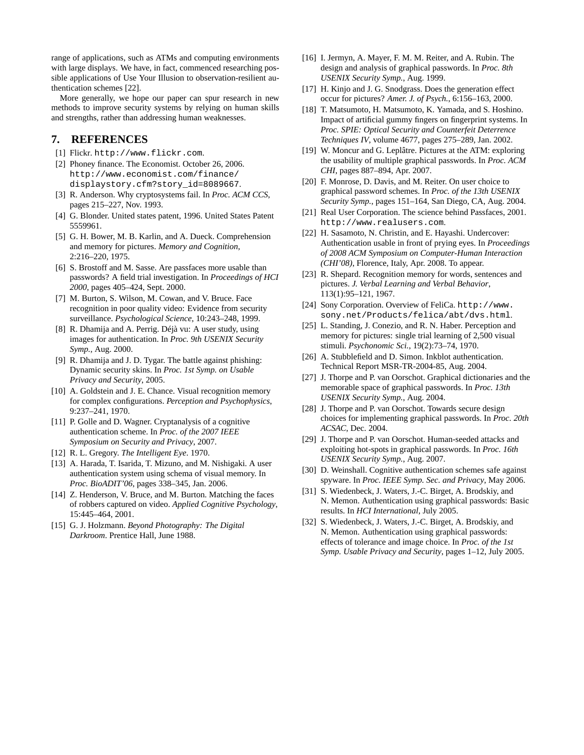range of applications, such as ATMs and computing environments with large displays. We have, in fact, commenced researching possible applications of Use Your Illusion to observation-resilient authentication schemes [22].

More generally, we hope our paper can spur research in new methods to improve security systems by relying on human skills and strengths, rather than addressing human weaknesses.

## 7. REFERENCES

[1] Flickr. http://www.flickr.com.

[2] Phoney finance. The Economist. October 26, 2006. http://www.economist.com/finance/displaystory.cfm?story_id=8089667.

[3] R. Anderson. Why cryptosystems fail. In *Proc. ACM CCS*, pages 215–227, Nov. 1993.

[4] G. Blonder. United states patent, 1996. United States Patent 5559961.

[5] G. H. Bower, M. B. Karlin, and A. Dueck. Comprehension and memory for pictures. *Memory and Cognition*, 2:216–220, 1975.

[6] S. Brostoff and M. Sasse. Are passfaces more usable than passwords? A field trial investigation. In *Proceedings of HCI 2000*, pages 405–424, Sept. 2000.

[7] M. Burton, S. Wilson, M. Cowan, and V. Bruce. Face recognition in poor quality video: Evidence from security surveillance. *Psychological Science*, 10:243–248, 1999.

[8] R. Dhamija and A. Perrig. Déjà vu: A user study, using images for authentication. In *Proc. 9th USENIX Security Symp.*, Aug. 2000.

[9] R. Dhamija and J. D. Tygar. The battle against phishing: Dynamic security skins. In *Proc. 1st Symp. on Usable Privacy and Security*, 2005.

[10] A. Goldstein and J. E. Chance. Visual recognition memory for complex configurations. *Perception and Psychophysics*, 9:237–241, 1970.

[11] P. Golle and D. Wagner. Cryptanalysis of a cognitive authentication scheme. In *Proc. of the 2007 IEEE Symposium on Security and Privacy*, 2007.

[12] R. L. Gregory. *The Intelligent Eye*. 1970.

[13] A. Harada, T. Isarida, T. Mizuno, and M. Nishigaki. A user authentication system using schema of visual memory. In *Proc. BioADIT'06*, pages 338–345, Jan. 2006.

[14] Z. Henderson, V. Bruce, and M. Burton. Matching the faces of robbers captured on video. *Applied Cognitive Psychology*, 15:445–464, 2001.

[15] G. J. Holzmann. *Beyond Photography: The Digital Darkroom*. Prentice Hall, June 1988.

[16] I. Jermyn, A. Mayer, F. M. M. Reiter, and A. Rubin. The design and analysis of graphical passwords. In *Proc. 8th USENIX Security Symp.*, Aug. 1999.

[17] H. Kinjo and J. G. Snodgrass. Does the generation effect occur for pictures? *Amer. J. of Psych.*, 6:156–163, 2000.

[18] T. Matsumoto, H. Matsumoto, K. Yamada, and S. Hoshino. Impact of artificial gummy fingers on fingerprint systems. In *Proc. SPIE: Optical Security and Counterfeit Deterrence Techniques IV*, volume 4677, pages 275–289, Jan. 2002.

[19] W. Moncur and G. Leplâtre. Pictures at the ATM: exploring the usability of multiple graphical passwords. In *Proc. ACM CHI*, pages 887–894, Apr. 2007.

[20] F. Monrose, D. Davis, and M. Reiter. On user choice to graphical password schemes. In *Proc. of the 13th USENIX Security Symp.*, pages 151–164, San Diego, CA, Aug. 2004.

[21] Real User Corporation. The science behind Passfaces, 2001. http://www.realusers.com.

[22] H. Sasamoto, N. Christin, and E. Hayashi. Undercover: Authentication usable in front of prying eyes. In *Proceedings of 2008 ACM Symposium on Computer-Human Interaction (CHI'08)*, Florence, Italy, Apr. 2008. To appear.

[23] R. Shepard. Recognition memory for words, sentences and pictures. *J. Verbal Learning and Verbal Behavior*, 113(1):95–121, 1967.

[24] Sony Corporation. Overview of FeliCa. http://www.sony.net/Products/felica/abt/dvs.html.

[25] L. Standing, J. Conezio, and R. N. Haber. Perception and memory for pictures: single trial learning of 2,500 visual stimuli. *Psychonomic Sci.*, 19(2):73–74, 1970.

[26] A. Stubblefield and D. Simon. Inkblot authentication. Technical Report MSR-TR-2004-85, Aug. 2004.

[27] J. Thorpe and P. van Oorschot. Graphical dictionaries and the memorable space of graphical passwords. In *Proc. 13th USENIX Security Symp.*, Aug. 2004.

[28] J. Thorpe and P. van Oorschot. Towards secure design choices for implementing graphical passwords. In *Proc. 20th ACSAC*, Dec. 2004.

[29] J. Thorpe and P. van Oorschot. Human-seeded attacks and exploiting hot-spots in graphical passwords. In *Proc. 16th USENIX Security Symp.*, Aug. 2007.

[30] D. Weinshall. Cognitive authentication schemes safe against spyware. In *Proc. IEEE Symp. Sec. and Privacy*, May 2006.

[31] S. Wiedenbeck, J. Waters, J.-C. Birget, A. Brodskiy, and N. Memon. Authentication using graphical passwords: Basic results. In *HCI International*, July 2005.

[32] S. Wiedenbeck, J. Waters, J.-C. Birget, A. Brodskiy, and N. Memon. Authentication using graphical passwords: effects of tolerance and image choice. In *Proc. of the 1st Symp. Usable Privacy and Security*, pages 1–12, July 2005.